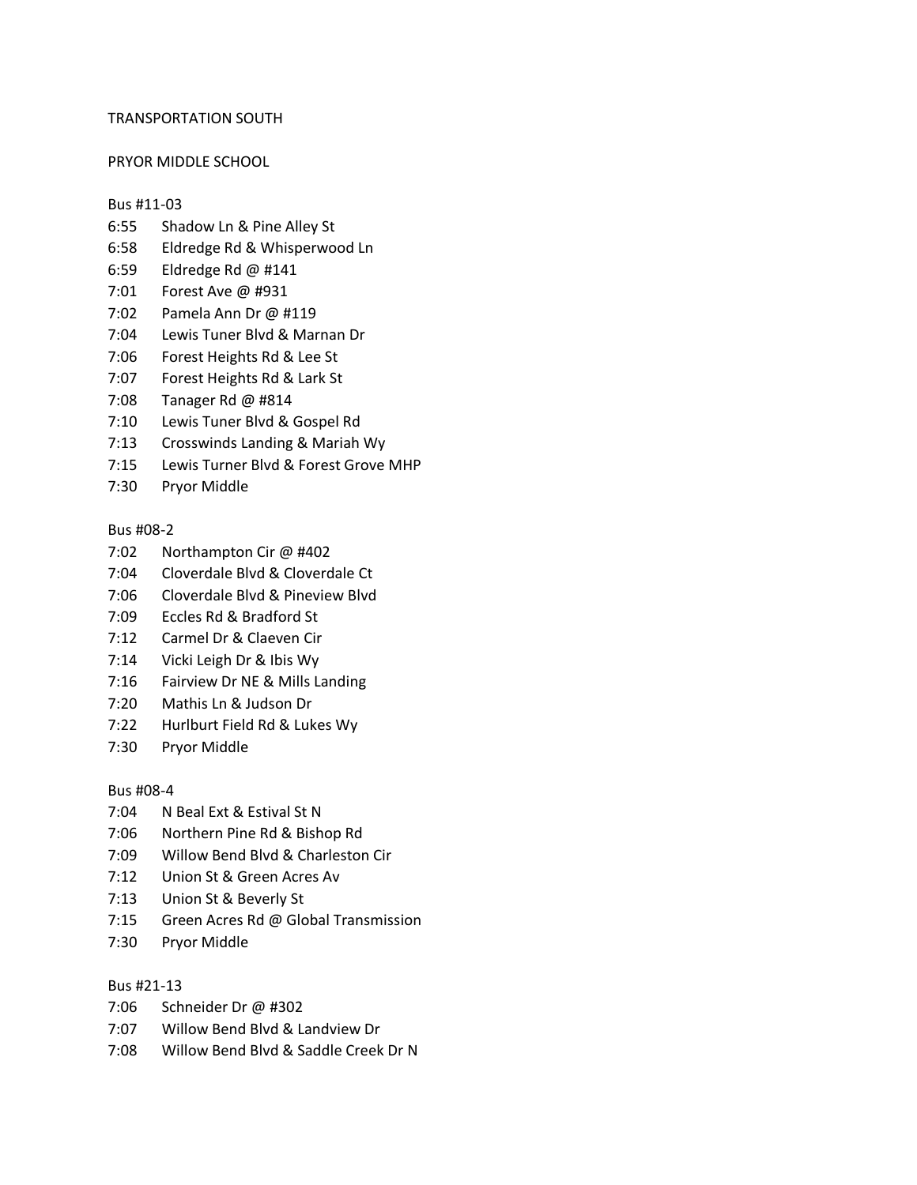TRANSPORTATION SOUTH

PRYOR MIDDLE SCHOOL

Bus #11-03

6:55 Shadow Ln & Pine Alley St
6:58 Eldredge Rd & Whisperwood Ln
6:59 Eldredge Rd @ #141
7:01 Forest Ave @ #931
7:02 Pamela Ann Dr @ #119
7:04 Lewis Tuner Blvd & Marnan Dr
7:06 Forest Heights Rd & Lee St
7:07 Forest Heights Rd & Lark St
7:08 Tanager Rd @ #814
7:10 Lewis Tuner Blvd & Gospel Rd
7:13 Crosswinds Landing & Mariah Wy
7:15 Lewis Turner Blvd & Forest Grove MHP
7:30 Pryor Middle

Bus #08-2

7:02 Northampton Cir @ #402
7:04 Cloverdale Blvd & Cloverdale Ct
7:06 Cloverdale Blvd & Pineview Blvd
7:09 Eccles Rd & Bradford St
7:12 Carmel Dr & Claeven Cir
7:14 Vicki Leigh Dr & Ibis Wy
7:16 Fairview Dr NE & Mills Landing
7:20 Mathis Ln & Judson Dr
7:22 Hurlburt Field Rd & Lukes Wy
7:30 Pryor Middle

Bus #08-4

7:04 N Beal Ext & Estival St N
7:06 Northern Pine Rd & Bishop Rd
7:09 Willow Bend Blvd & Charleston Cir
7:12 Union St & Green Acres Av
7:13 Union St & Beverly St
7:15 Green Acres Rd @ Global Transmission
7:30 Pryor Middle

Bus #21-13

7:06 Schneider Dr @ #302
7:07 Willow Bend Blvd & Landview Dr
7:08 Willow Bend Blvd & Saddle Creek Dr N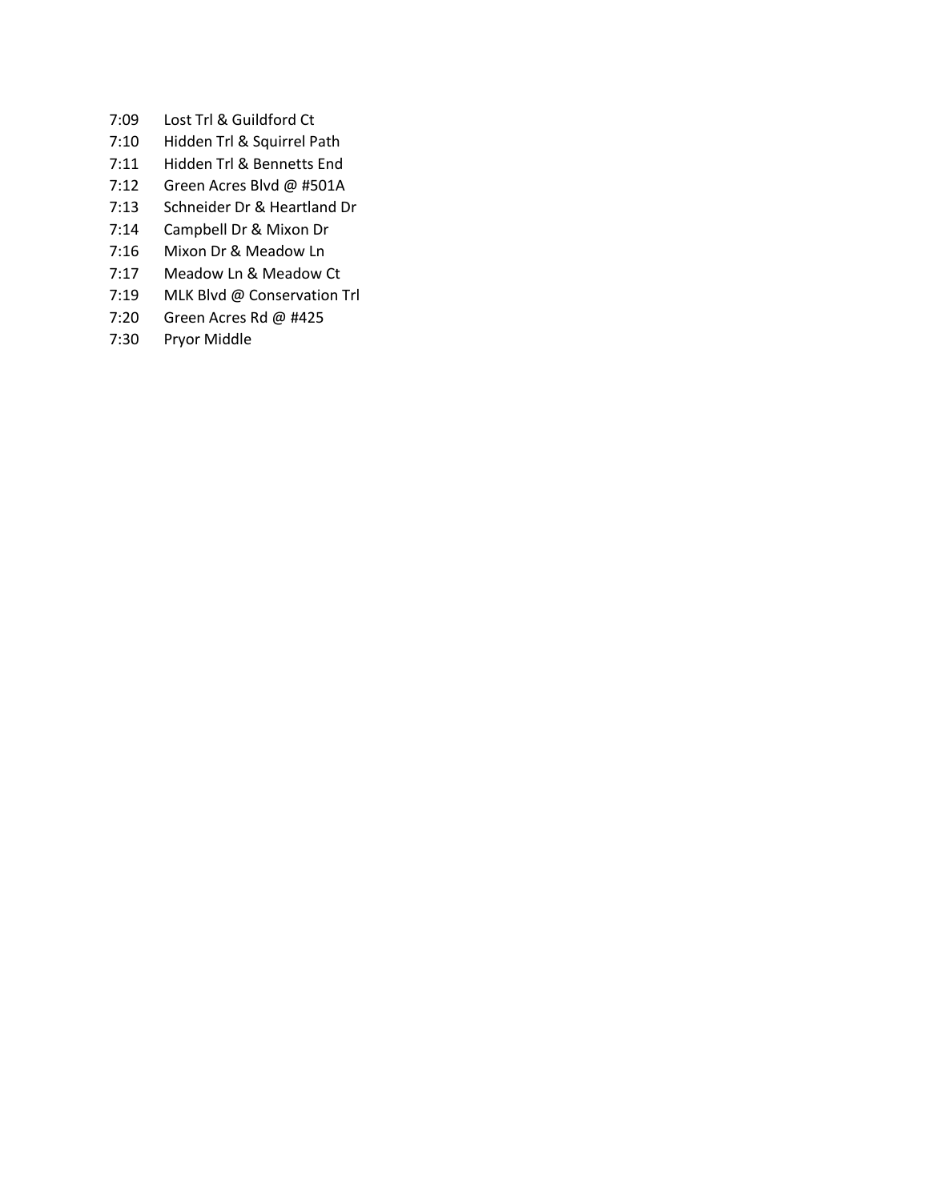| | |
|---|---|
| 7:09 | Lost Trl & Guildford Ct |
| 7:10 | Hidden Trl & Squirrel Path |
| 7:11 | Hidden Trl & Bennetts End |
| 7:12 | Green Acres Blvd @ #501A |
| 7:13 | Schneider Dr & Heartland Dr |
| 7:14 | Campbell Dr & Mixon Dr |
| 7:16 | Mixon Dr & Meadow Ln |
| 7:17 | Meadow Ln & Meadow Ct |
| 7:19 | MLK Blvd @ Conservation Trl |
| 7:20 | Green Acres Rd @ #425 |
| 7:30 | Pryor Middle |